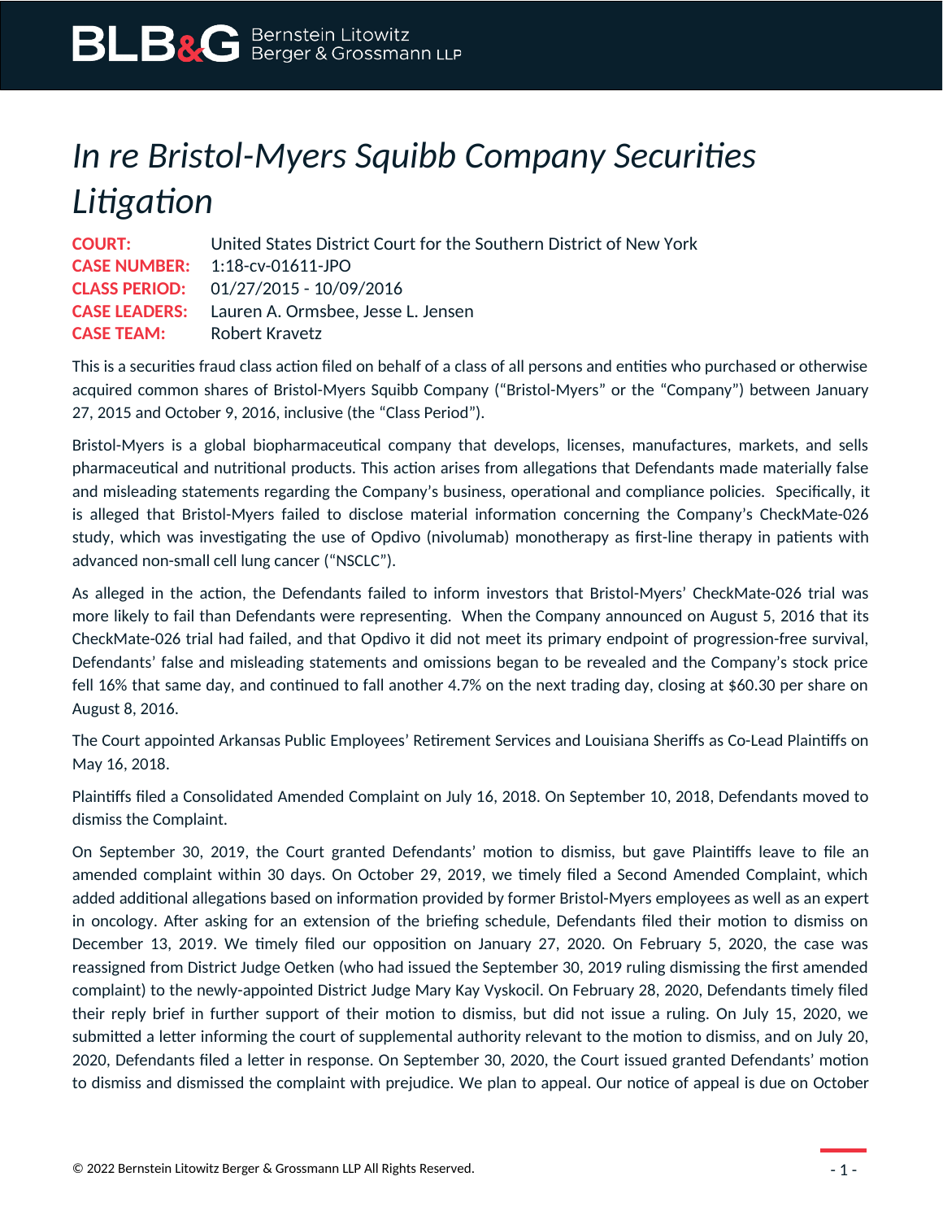# *In re Bristol-Myers Squibb Company Securities Litigation*

**COURT:** United States District Court for the Southern District of New York
**CASE NUMBER:** 1:18-cv-01611-JPO
**CLASS PERIOD:** 01/27/2015 - 10/09/2016
**CASE LEADERS:** Lauren A. Ormsbee, Jesse L. Jensen
**CASE TEAM:** Robert Kravetz

This is a securities fraud class action filed on behalf of a class of all persons and entities who purchased or otherwise acquired common shares of Bristol-Myers Squibb Company ("Bristol-Myers" or the "Company") between January 27, 2015 and October 9, 2016, inclusive (the "Class Period").

Bristol-Myers is a global biopharmaceutical company that develops, licenses, manufactures, markets, and sells pharmaceutical and nutritional products. This action arises from allegations that Defendants made materially false and misleading statements regarding the Company's business, operational and compliance policies. Specifically, it is alleged that Bristol-Myers failed to disclose material information concerning the Company's CheckMate-026 study, which was investigating the use of Opdivo (nivolumab) monotherapy as first-line therapy in patients with advanced non-small cell lung cancer ("NSCLC").

As alleged in the action, the Defendants failed to inform investors that Bristol-Myers' CheckMate-026 trial was more likely to fail than Defendants were representing. When the Company announced on August 5, 2016 that its CheckMate-026 trial had failed, and that Opdivo it did not meet its primary endpoint of progression-free survival, Defendants' false and misleading statements and omissions began to be revealed and the Company's stock price fell 16% that same day, and continued to fall another 4.7% on the next trading day, closing at $60.30 per share on August 8, 2016.

The Court appointed Arkansas Public Employees' Retirement Services and Louisiana Sheriffs as Co-Lead Plaintiffs on May 16, 2018.

Plaintiffs filed a Consolidated Amended Complaint on July 16, 2018. On September 10, 2018, Defendants moved to dismiss the Complaint.

On September 30, 2019, the Court granted Defendants' motion to dismiss, but gave Plaintiffs leave to file an amended complaint within 30 days. On October 29, 2019, we timely filed a Second Amended Complaint, which added additional allegations based on information provided by former Bristol-Myers employees as well as an expert in oncology. After asking for an extension of the briefing schedule, Defendants filed their motion to dismiss on December 13, 2019. We timely filed our opposition on January 27, 2020. On February 5, 2020, the case was reassigned from District Judge Oetken (who had issued the September 30, 2019 ruling dismissing the first amended complaint) to the newly-appointed District Judge Mary Kay Vyskocil. On February 28, 2020, Defendants timely filed their reply brief in further support of their motion to dismiss, but did not issue a ruling. On July 15, 2020, we submitted a letter informing the court of supplemental authority relevant to the motion to dismiss, and on July 20, 2020, Defendants filed a letter in response. On September 30, 2020, the Court issued granted Defendants' motion to dismiss and dismissed the complaint with prejudice. We plan to appeal. Our notice of appeal is due on October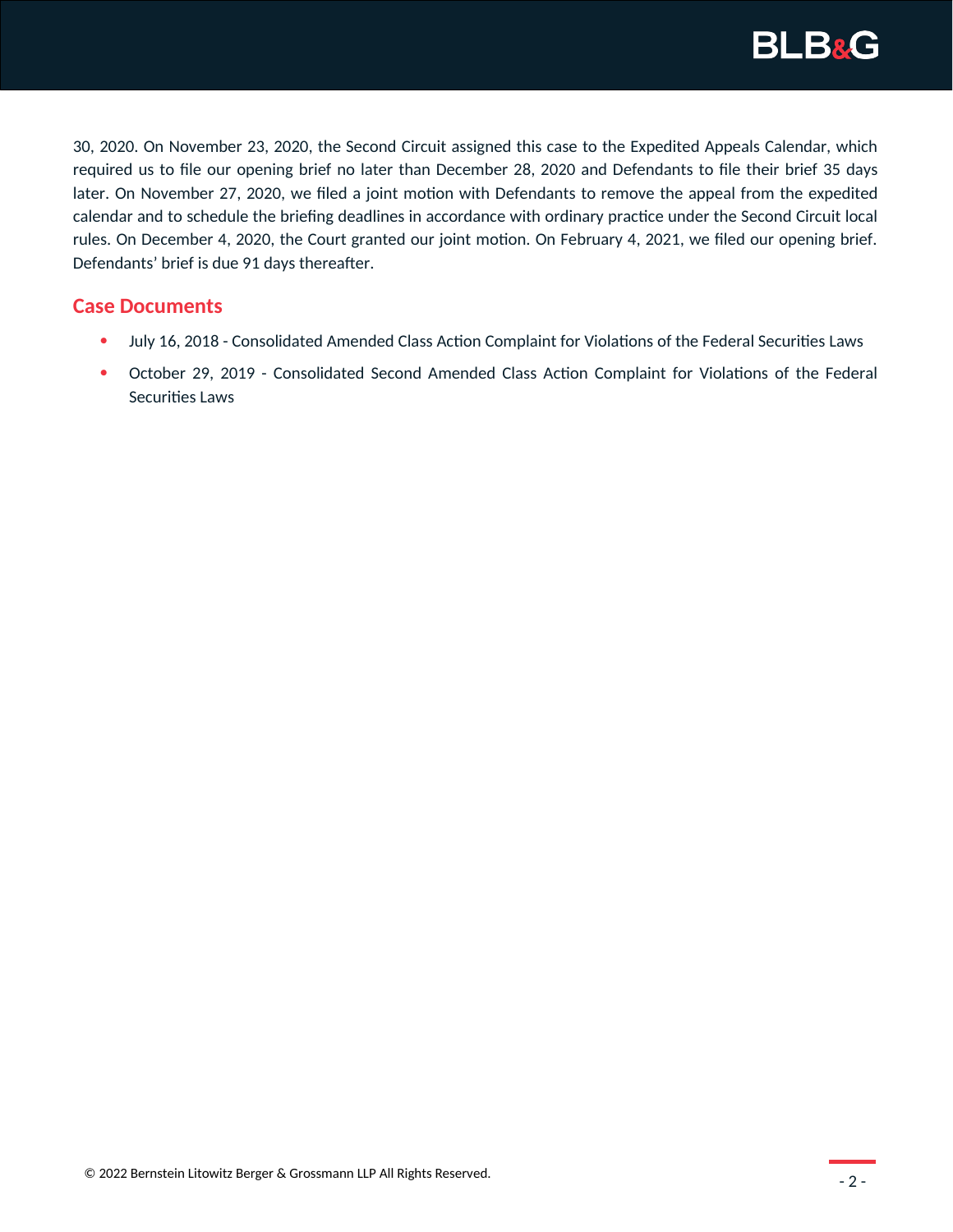30, 2020. On November 23, 2020, the Second Circuit assigned this case to the Expedited Appeals Calendar, which required us to file our opening brief no later than December 28, 2020 and Defendants to file their brief 35 days later. On November 27, 2020, we filed a joint motion with Defendants to remove the appeal from the expedited calendar and to schedule the briefing deadlines in accordance with ordinary practice under the Second Circuit local rules. On December 4, 2020, the Court granted our joint motion. On February 4, 2021, we filed our opening brief. Defendants' brief is due 91 days thereafter.

## Case Documents

- July 16, 2018 - Consolidated Amended Class Action Complaint for Violations of the Federal Securities Laws
- October 29, 2019 - Consolidated Second Amended Class Action Complaint for Violations of the Federal Securities Laws